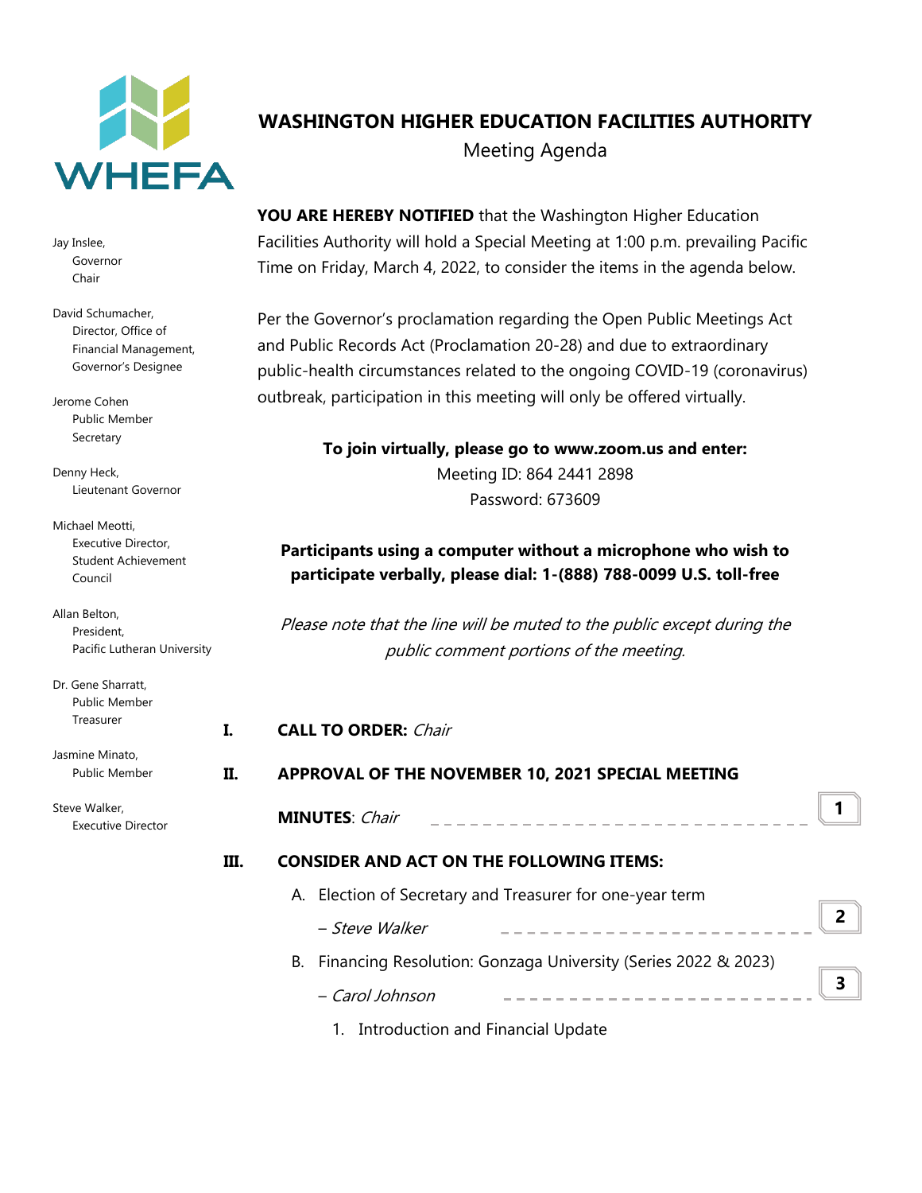WHEFA

# WASHINGTON HIGHER EDUCATION FACILITIES AUTHORITY

Meeting Agenda

Jay Inslee,
Governor
Chair

David Schumacher,
Director, Office of Financial Management,
Governor's Designee

Jerome Cohen
Public Member
Secretary

Denny Heck,
Lieutenant Governor

Michael Meotti,
Executive Director,
Student Achievement Council

Allan Belton,
President,
Pacific Lutheran University

Dr. Gene Sharratt,
Public Member
Treasurer

Jasmine Minato,
Public Member

Steve Walker,
Executive Director

**YOU ARE HEREBY NOTIFIED** that the Washington Higher Education Facilities Authority will hold a Special Meeting at 1:00 p.m. prevailing Pacific Time on Friday, March 4, 2022, to consider the items in the agenda below.

Per the Governor's proclamation regarding the Open Public Meetings Act and Public Records Act (Proclamation 20-28) and due to extraordinary public-health circumstances related to the ongoing COVID-19 (coronavirus) outbreak, participation in this meeting will only be offered virtually.

**To join virtually, please go to www.zoom.us and enter:**
Meeting ID: 864 2441 2898
Password: 673609

**Participants using a computer without a microphone who wish to participate verbally, please dial: 1-(888) 788-0099 U.S. toll-free**

*Please note that the line will be muted to the public except during the public comment portions of the meeting.*

**I. CALL TO ORDER:** *Chair*

**II. APPROVAL OF THE NOVEMBER 10, 2021 SPECIAL MEETING MINUTES**: *Chair* ------------------------------ **1**

**III. CONSIDER AND ACT ON THE FOLLOWING ITEMS:**

A. Election of Secretary and Treasurer for one-year term
– *Steve Walker* ------------------------- **2**

B. Financing Resolution: Gonzaga University (Series 2022 & 2023)
– *Carol Johnson* ------------------------- **3**

1. Introduction and Financial Update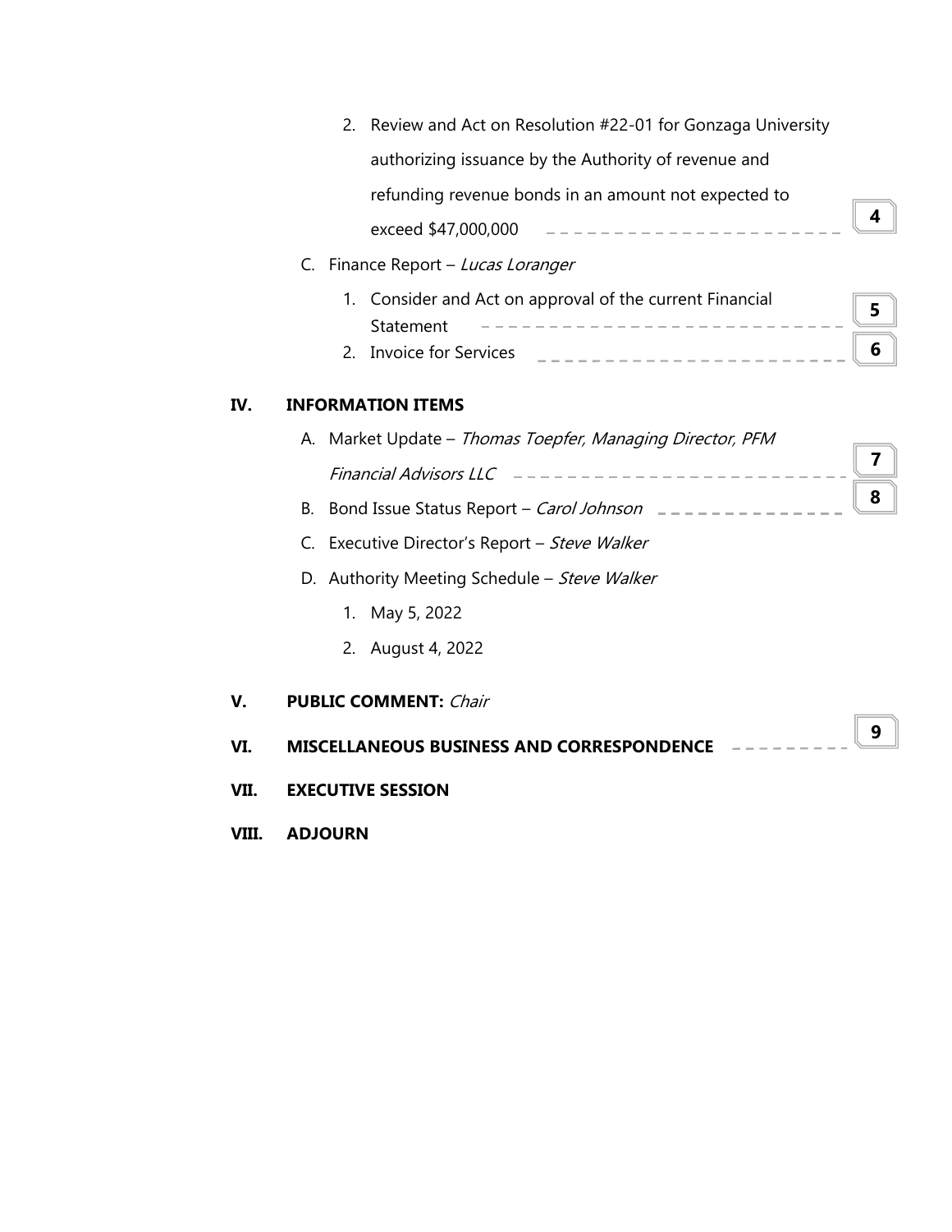2. Review and Act on Resolution #22-01 for Gonzaga University authorizing issuance by the Authority of revenue and refunding revenue bonds in an amount not expected to exceed $47,000,000 — **4**

C. Finance Report – *Lucas Loranger*

1. Consider and Act on approval of the current Financial Statement — **5**
2. Invoice for Services — **6**

## IV. INFORMATION ITEMS

A. Market Update – *Thomas Toepfer, Managing Director, PFM Financial Advisors LLC* — **7**

B. Bond Issue Status Report – *Carol Johnson* — **8**

C. Executive Director's Report – *Steve Walker*

D. Authority Meeting Schedule – *Steve Walker*

1. May 5, 2022
2. August 4, 2022

## V. PUBLIC COMMENT: *Chair*

## VI. MISCELLANEOUS BUSINESS AND CORRESPONDENCE — **9**

## VII. EXECUTIVE SESSION

## VIII. ADJOURN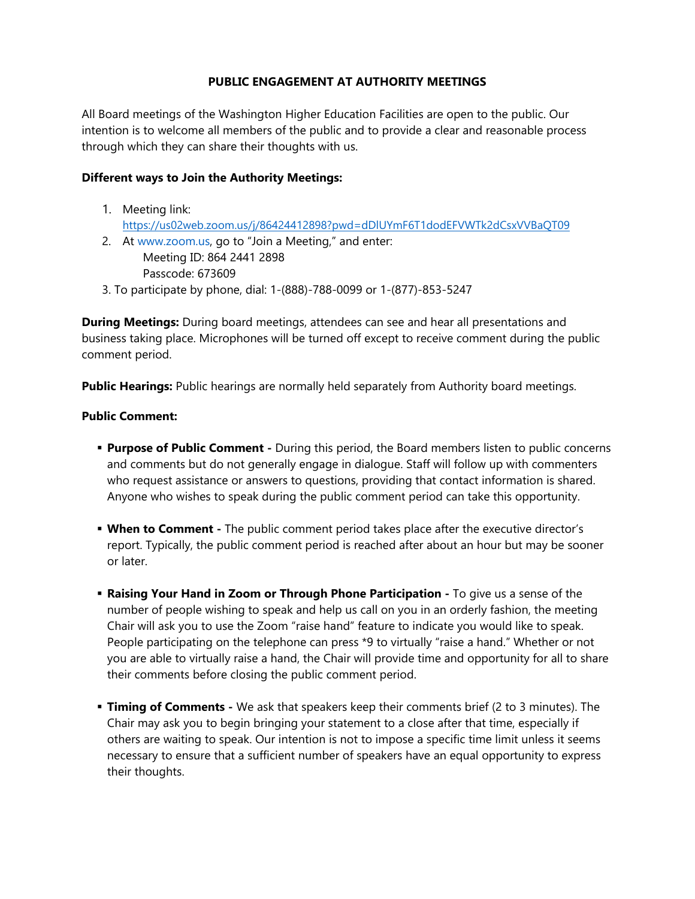# PUBLIC ENGAGEMENT AT AUTHORITY MEETINGS

All Board meetings of the Washington Higher Education Facilities are open to the public. Our intention is to welcome all members of the public and to provide a clear and reasonable process through which they can share their thoughts with us.

**Different ways to Join the Authority Meetings:**

1. Meeting link: https://us02web.zoom.us/j/86424412898?pwd=dDlUYmF6T1dodEFVWTk2dCsxVVBaQT09
2. At www.zoom.us, go to "Join a Meeting," and enter:
   Meeting ID: 864 2441 2898
   Passcode: 673609
3. To participate by phone, dial: 1-(888)-788-0099 or 1-(877)-853-5247

**During Meetings:** During board meetings, attendees can see and hear all presentations and business taking place. Microphones will be turned off except to receive comment during the public comment period.

**Public Hearings:** Public hearings are normally held separately from Authority board meetings.

**Public Comment:**

- **Purpose of Public Comment -** During this period, the Board members listen to public concerns and comments but do not generally engage in dialogue. Staff will follow up with commenters who request assistance or answers to questions, providing that contact information is shared. Anyone who wishes to speak during the public comment period can take this opportunity.

- **When to Comment -** The public comment period takes place after the executive director's report. Typically, the public comment period is reached after about an hour but may be sooner or later.

- **Raising Your Hand in Zoom or Through Phone Participation -** To give us a sense of the number of people wishing to speak and help us call on you in an orderly fashion, the meeting Chair will ask you to use the Zoom "raise hand" feature to indicate you would like to speak. People participating on the telephone can press *9 to virtually "raise a hand." Whether or not you are able to virtually raise a hand, the Chair will provide time and opportunity for all to share their comments before closing the public comment period.

- **Timing of Comments -** We ask that speakers keep their comments brief (2 to 3 minutes). The Chair may ask you to begin bringing your statement to a close after that time, especially if others are waiting to speak. Our intention is not to impose a specific time limit unless it seems necessary to ensure that a sufficient number of speakers have an equal opportunity to express their thoughts.